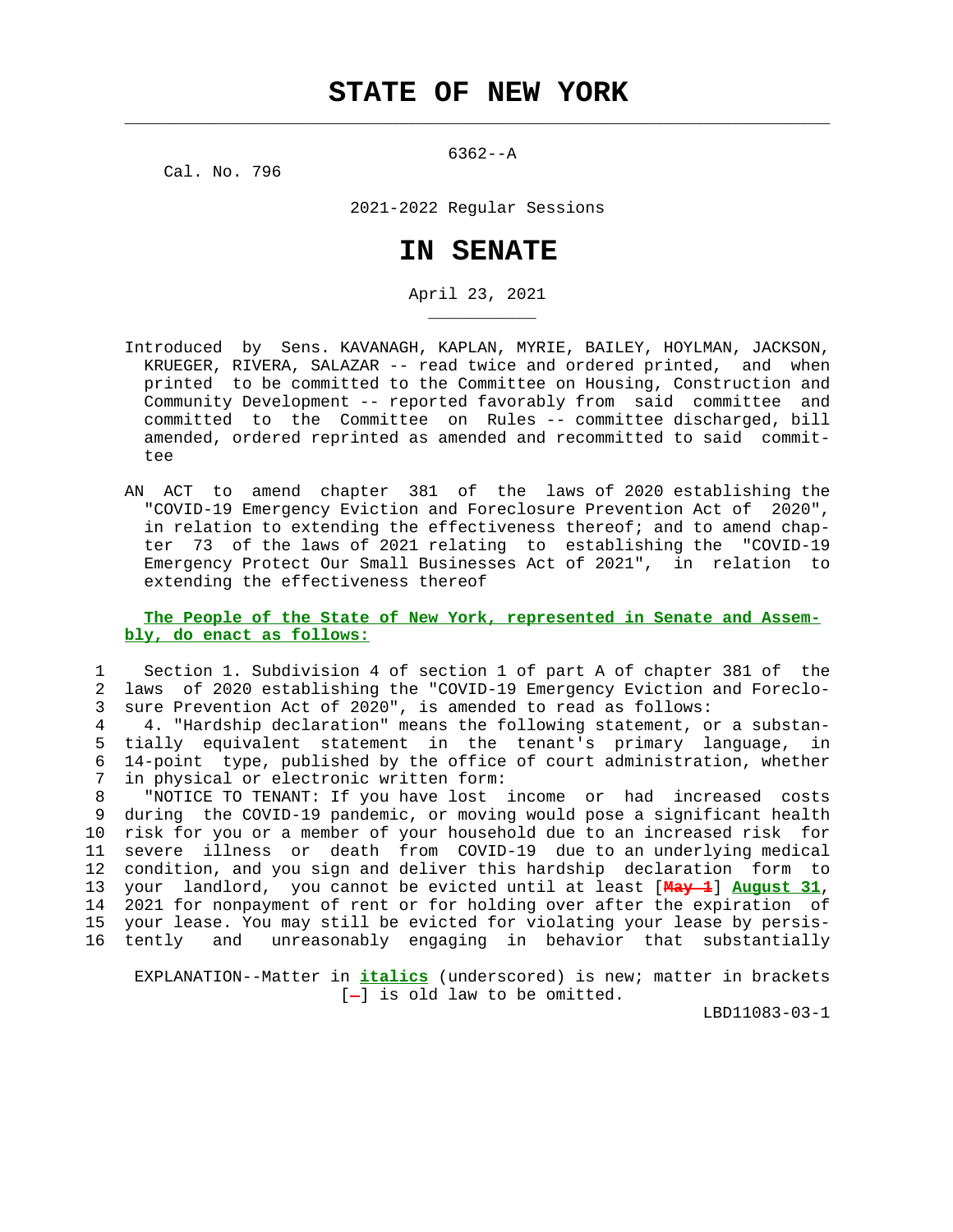# STATE OF NEW YORK

6362--A

Cal. No. 796

2021-2022 Regular Sessions

# IN SENATE

April 23, 2021

Introduced by Sens. KAVANAGH, KAPLAN, MYRIE, BAILEY, HOYLMAN, JACKSON, KRUEGER, RIVERA, SALAZAR -- read twice and ordered printed, and when printed to be committed to the Committee on Housing, Construction and Community Development -- reported favorably from said committee and committed to the Committee on Rules -- committee discharged, bill amended, ordered reprinted as amended and recommitted to said committee

AN ACT to amend chapter 381 of the laws of 2020 establishing the "COVID-19 Emergency Eviction and Foreclosure Prevention Act of 2020", in relation to extending the effectiveness thereof; and to amend chapter 73 of the laws of 2021 relating to establishing the "COVID-19 Emergency Protect Our Small Businesses Act of 2021", in relation to extending the effectiveness thereof

**The People of the State of New York, represented in Senate and Assembly, do enact as follows:**

1 Section 1. Subdivision 4 of section 1 of part A of chapter 381 of the
2 laws of 2020 establishing the "COVID-19 Emergency Eviction and Foreclo-
3 sure Prevention Act of 2020", is amended to read as follows:
4 4. "Hardship declaration" means the following statement, or a substan-
5 tially equivalent statement in the tenant's primary language, in
6 14-point type, published by the office of court administration, whether
7 in physical or electronic written form:
8 "NOTICE TO TENANT: If you have lost income or had increased costs
9 during the COVID-19 pandemic, or moving would pose a significant health
10 risk for you or a member of your household due to an increased risk for
11 severe illness or death from COVID-19 due to an underlying medical
12 condition, and you sign and deliver this hardship declaration form to
13 your landlord, you cannot be evicted until at least [May 1] ***August 31***,
14 2021 for nonpayment of rent or for holding over after the expiration of
15 your lease. You may still be evicted for violating your lease by persis-
16 tently and unreasonably engaging in behavior that substantially

EXPLANATION--Matter in ***italics*** (underscored) is new; matter in brackets [-] is old law to be omitted.

LBD11083-03-1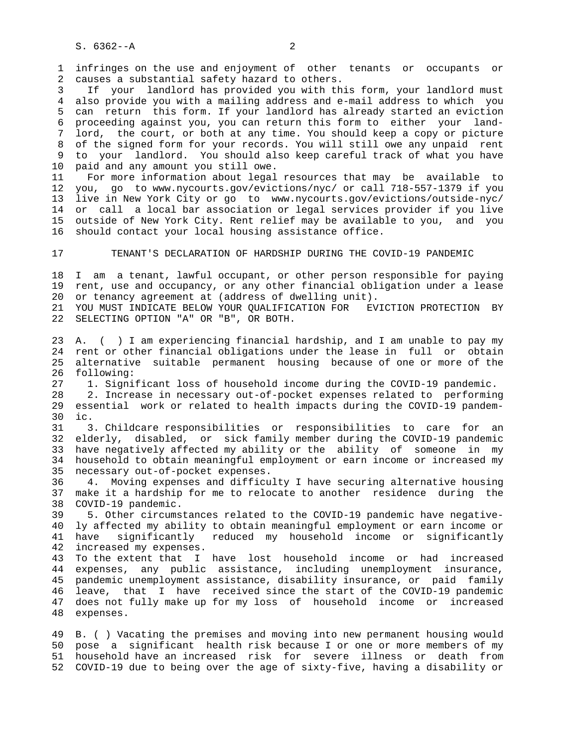infringes on the use and enjoyment of other tenants or occupants or causes a substantial safety hazard to others.

If your landlord has provided you with this form, your landlord must also provide you with a mailing address and e-mail address to which you can return this form. If your landlord has already started an eviction proceeding against you, you can return this form to either your landlord, the court, or both at any time. You should keep a copy or picture of the signed form for your records. You will still owe any unpaid rent to your landlord. You should also keep careful track of what you have paid and any amount you still owe.

For more information about legal resources that may be available to you, go to www.nycourts.gov/evictions/nyc/ or call 718-557-1379 if you live in New York City or go to www.nycourts.gov/evictions/outside-nyc/ or call a local bar association or legal services provider if you live outside of New York City. Rent relief may be available to you, and you should contact your local housing assistance office.

## TENANT'S DECLARATION OF HARDSHIP DURING THE COVID-19 PANDEMIC

I am a tenant, lawful occupant, or other person responsible for paying rent, use and occupancy, or any other financial obligation under a lease or tenancy agreement at (address of dwelling unit).

YOU MUST INDICATE BELOW YOUR QUALIFICATION FOR EVICTION PROTECTION BY SELECTING OPTION "A" OR "B", OR BOTH.

A. ( ) I am experiencing financial hardship, and I am unable to pay my rent or other financial obligations under the lease in full or obtain alternative suitable permanent housing because of one or more of the following:

1. Significant loss of household income during the COVID-19 pandemic.
2. Increase in necessary out-of-pocket expenses related to performing essential work or related to health impacts during the COVID-19 pandemic.
3. Childcare responsibilities or responsibilities to care for an elderly, disabled, or sick family member during the COVID-19 pandemic have negatively affected my ability or the ability of someone in my household to obtain meaningful employment or earn income or increased my necessary out-of-pocket expenses.
4. Moving expenses and difficulty I have securing alternative housing make it a hardship for me to relocate to another residence during the COVID-19 pandemic.
5. Other circumstances related to the COVID-19 pandemic have negatively affected my ability to obtain meaningful employment or earn income or have significantly reduced my household income or significantly increased my expenses.

To the extent that I have lost household income or had increased expenses, any public assistance, including unemployment insurance, pandemic unemployment assistance, disability insurance, or paid family leave, that I have received since the start of the COVID-19 pandemic does not fully make up for my loss of household income or increased expenses.

B. ( ) Vacating the premises and moving into new permanent housing would pose a significant health risk because I or one or more members of my household have an increased risk for severe illness or death from COVID-19 due to being over the age of sixty-five, having a disability or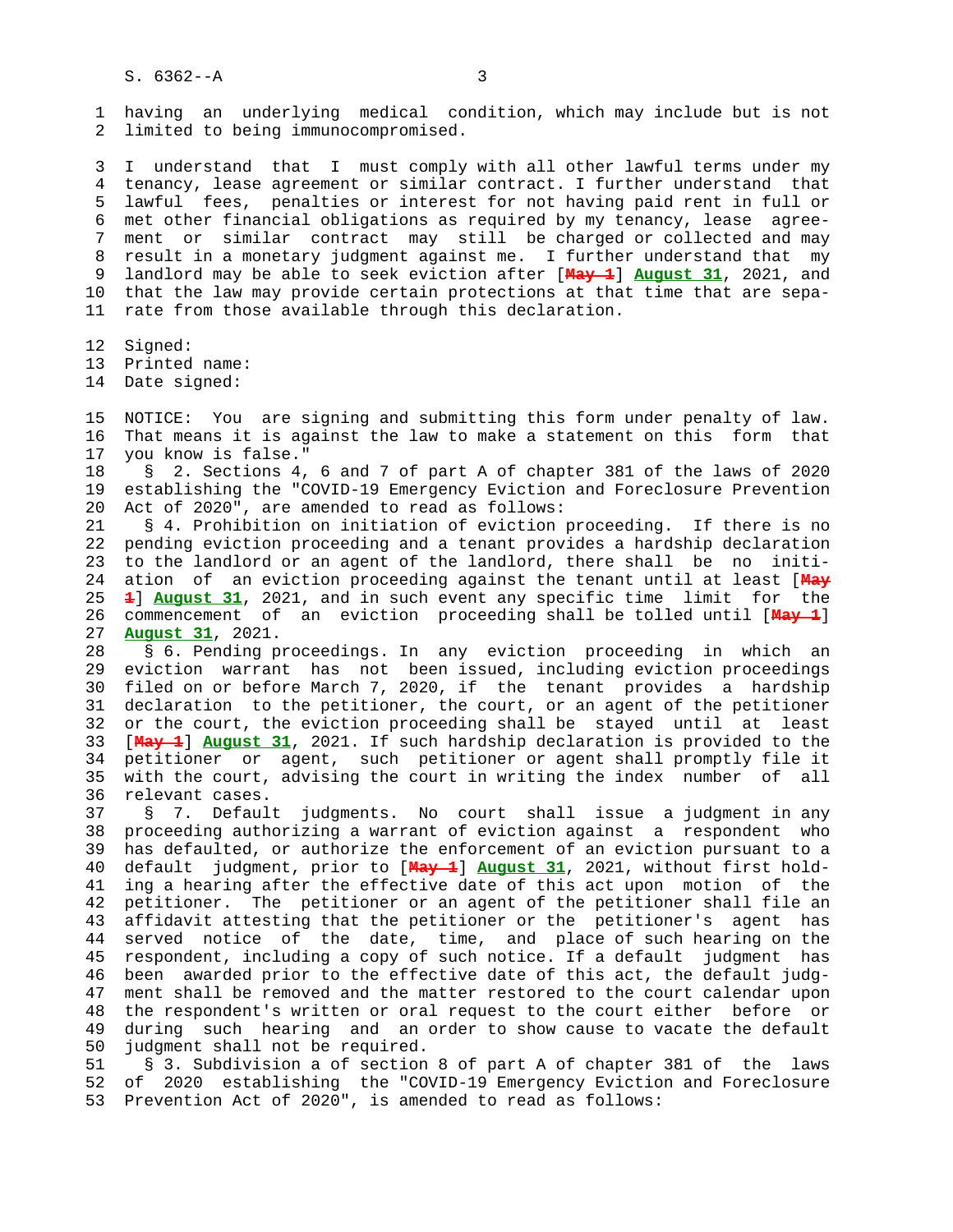having an underlying medical condition, which may include but is not limited to being immunocompromised.

I understand that I must comply with all other lawful terms under my tenancy, lease agreement or similar contract. I further understand that lawful fees, penalties or interest for not having paid rent in full or met other financial obligations as required by my tenancy, lease agreement or similar contract may still be charged or collected and may result in a monetary judgment against me. I further understand that my landlord may be able to seek eviction after [~~May 1~~] **August 31**, 2021, and that the law may provide certain protections at that time that are separate from those available through this declaration.

Signed:
Printed name:
Date signed:

NOTICE: You are signing and submitting this form under penalty of law. That means it is against the law to make a statement on this form that you know is false."

§ 2. Sections 4, 6 and 7 of part A of chapter 381 of the laws of 2020 establishing the "COVID-19 Emergency Eviction and Foreclosure Prevention Act of 2020", are amended to read as follows:

§ 4. Prohibition on initiation of eviction proceeding. If there is no pending eviction proceeding and a tenant provides a hardship declaration to the landlord or an agent of the landlord, there shall be no initiation of an eviction proceeding against the tenant until at least [~~May 1~~] **August 31**, 2021, and in such event any specific time limit for the commencement of an eviction proceeding shall be tolled until [~~May 1~~] **August 31**, 2021.

§ 6. Pending proceedings. In any eviction proceeding in which an eviction warrant has not been issued, including eviction proceedings filed on or before March 7, 2020, if the tenant provides a hardship declaration to the petitioner, the court, or an agent of the petitioner or the court, the eviction proceeding shall be stayed until at least [~~May 1~~] **August 31**, 2021. If such hardship declaration is provided to the petitioner or agent, such petitioner or agent shall promptly file it with the court, advising the court in writing the index number of all relevant cases.

§ 7. Default judgments. No court shall issue a judgment in any proceeding authorizing a warrant of eviction against a respondent who has defaulted, or authorize the enforcement of an eviction pursuant to a default judgment, prior to [~~May 1~~] **August 31**, 2021, without first holding a hearing after the effective date of this act upon motion of the petitioner. The petitioner or an agent of the petitioner shall file an affidavit attesting that the petitioner or the petitioner's agent has served notice of the date, time, and place of such hearing on the respondent, including a copy of such notice. If a default judgment has been awarded prior to the effective date of this act, the default judgment shall be removed and the matter restored to the court calendar upon the respondent's written or oral request to the court either before or during such hearing and an order to show cause to vacate the default judgment shall not be required.

§ 3. Subdivision a of section 8 of part A of chapter 381 of the laws of 2020 establishing the "COVID-19 Emergency Eviction and Foreclosure Prevention Act of 2020", is amended to read as follows: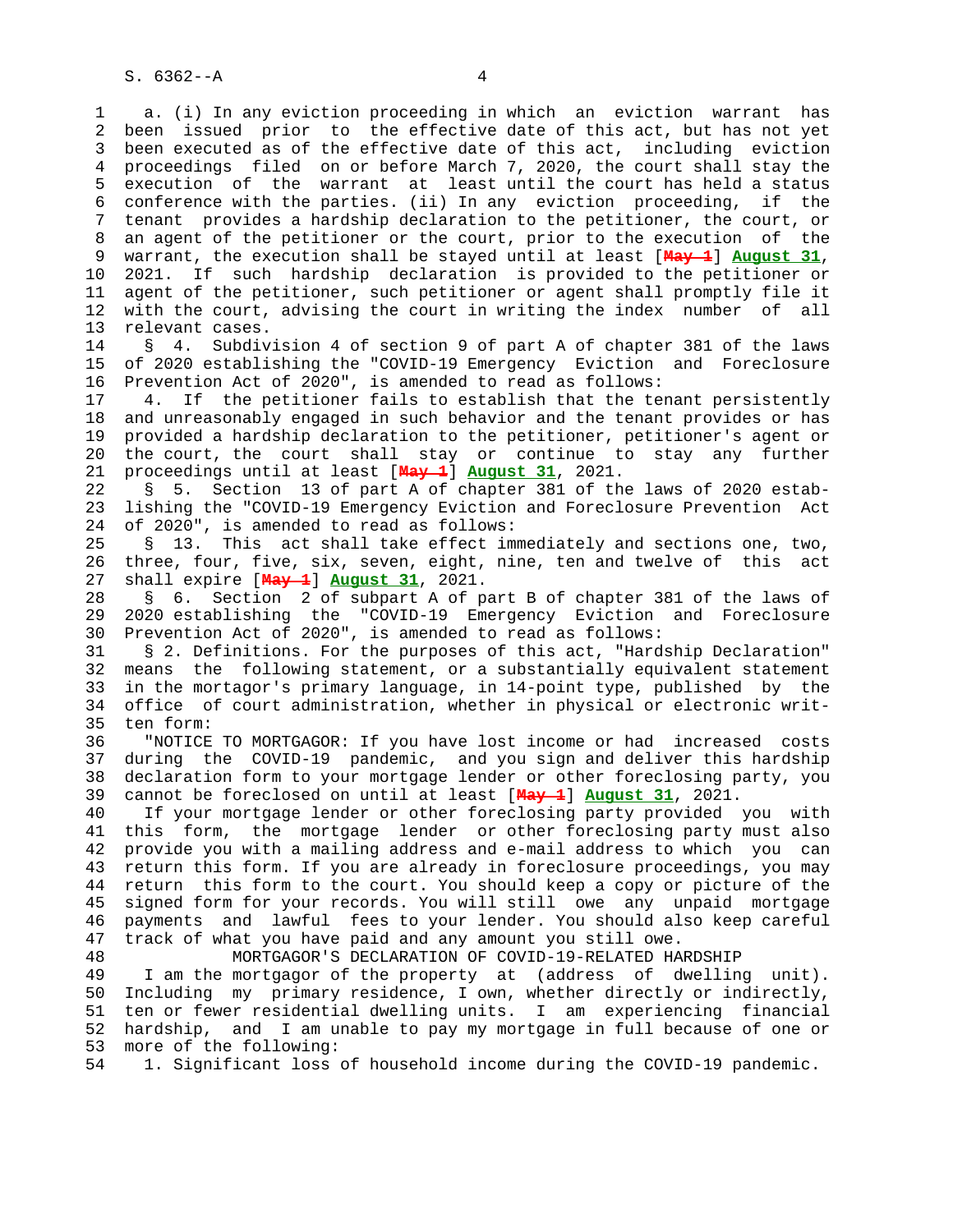a. (i) In any eviction proceeding in which an eviction warrant has been issued prior to the effective date of this act, but has not yet been executed as of the effective date of this act, including eviction proceedings filed on or before March 7, 2020, the court shall stay the execution of the warrant at least until the court has held a status conference with the parties. (ii) In any eviction proceeding, if the tenant provides a hardship declaration to the petitioner, the court, or an agent of the petitioner or the court, prior to the execution of the warrant, the execution shall be stayed until at least [~~May 1~~] **August 31**, 2021. If such hardship declaration is provided to the petitioner or agent of the petitioner, such petitioner or agent shall promptly file it with the court, advising the court in writing the index number of all relevant cases.

§ 4. Subdivision 4 of section 9 of part A of chapter 381 of the laws of 2020 establishing the "COVID-19 Emergency Eviction and Foreclosure Prevention Act of 2020", is amended to read as follows:

4. If the petitioner fails to establish that the tenant persistently and unreasonably engaged in such behavior and the tenant provides or has provided a hardship declaration to the petitioner, petitioner's agent or the court, the court shall stay or continue to stay any further proceedings until at least [~~May 1~~] **August 31**, 2021.

§ 5. Section 13 of part A of chapter 381 of the laws of 2020 establishing the "COVID-19 Emergency Eviction and Foreclosure Prevention Act of 2020", is amended to read as follows:

§ 13. This act shall take effect immediately and sections one, two, three, four, five, six, seven, eight, nine, ten and twelve of this act shall expire [~~May 1~~] **August 31**, 2021.

§ 6. Section 2 of subpart A of part B of chapter 381 of the laws of 2020 establishing the "COVID-19 Emergency Eviction and Foreclosure Prevention Act of 2020", is amended to read as follows:

§ 2. Definitions. For the purposes of this act, "Hardship Declaration" means the following statement, or a substantially equivalent statement in the mortagor's primary language, in 14-point type, published by the office of court administration, whether in physical or electronic written form:

"NOTICE TO MORTGAGOR: If you have lost income or had increased costs during the COVID-19 pandemic, and you sign and deliver this hardship declaration form to your mortgage lender or other foreclosing party, you cannot be foreclosed on until at least [~~May 1~~] **August 31**, 2021.

If your mortgage lender or other foreclosing party provided you with this form, the mortgage lender or other foreclosing party must also provide you with a mailing address and e-mail address to which you can return this form. If you are already in foreclosure proceedings, you may return this form to the court. You should keep a copy or picture of the signed form for your records. You will still owe any unpaid mortgage payments and lawful fees to your lender. You should also keep careful track of what you have paid and any amount you still owe.

MORTGAGOR'S DECLARATION OF COVID-19-RELATED HARDSHIP

I am the mortgagor of the property at (address of dwelling unit). Including my primary residence, I own, whether directly or indirectly, ten or fewer residential dwelling units. I am experiencing financial hardship, and I am unable to pay my mortgage in full because of one or more of the following:

1. Significant loss of household income during the COVID-19 pandemic.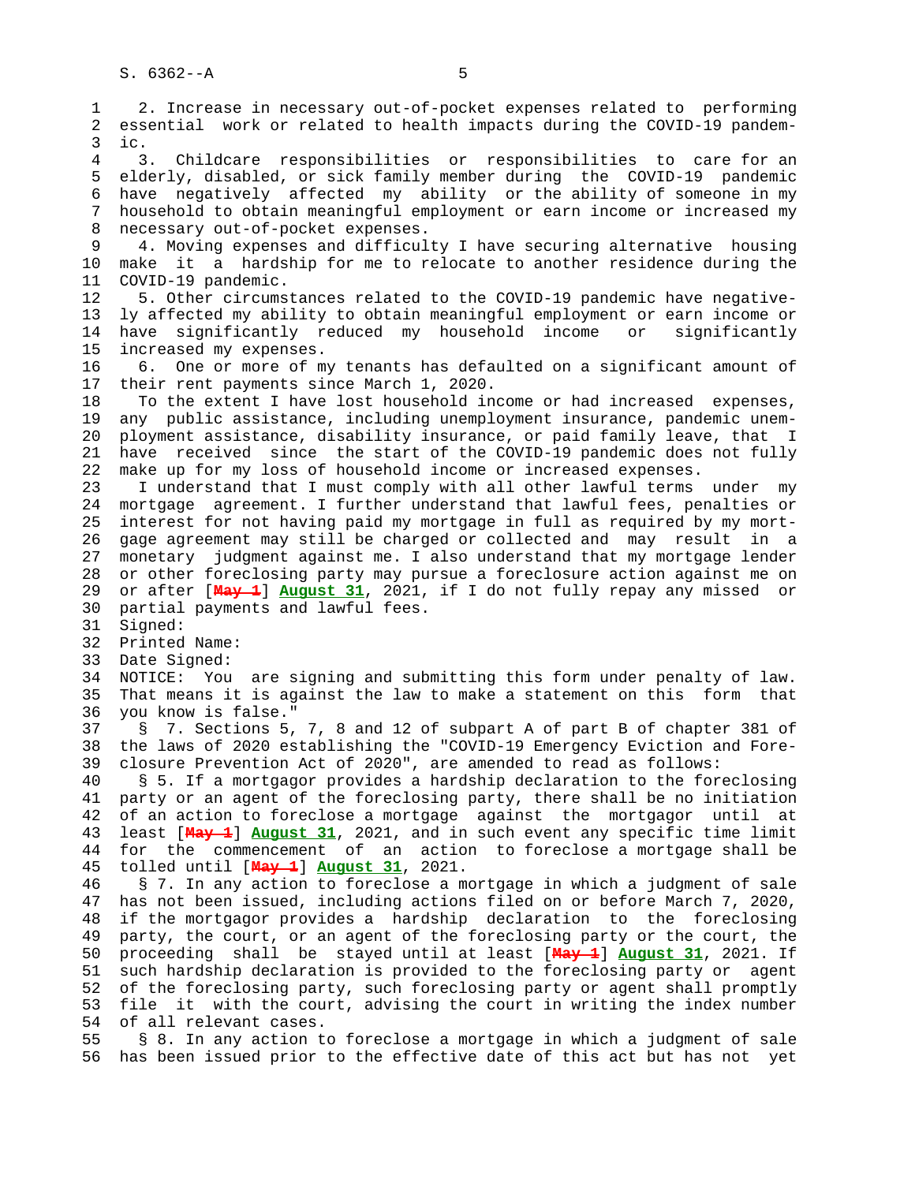2. Increase in necessary out-of-pocket expenses related to performing essential work or related to health impacts during the COVID-19 pandemic.

3. Childcare responsibilities or responsibilities to care for an elderly, disabled, or sick family member during the COVID-19 pandemic have negatively affected my ability or the ability of someone in my household to obtain meaningful employment or earn income or increased my necessary out-of-pocket expenses.

4. Moving expenses and difficulty I have securing alternative housing make it a hardship for me to relocate to another residence during the COVID-19 pandemic.

5. Other circumstances related to the COVID-19 pandemic have negatively affected my ability to obtain meaningful employment or earn income or have significantly reduced my household income or significantly increased my expenses.

6. One or more of my tenants has defaulted on a significant amount of their rent payments since March 1, 2020.

To the extent I have lost household income or had increased expenses, any public assistance, including unemployment insurance, pandemic unemployment assistance, disability insurance, or paid family leave, that I have received since the start of the COVID-19 pandemic does not fully make up for my loss of household income or increased expenses.

I understand that I must comply with all other lawful terms under my mortgage agreement. I further understand that lawful fees, penalties or interest for not having paid my mortgage in full as required by my mortgage agreement may still be charged or collected and may result in a monetary judgment against me. I also understand that my mortgage lender or other foreclosing party may pursue a foreclosure action against me on or after [~~May 1~~] **August 31**, 2021, if I do not fully repay any missed or partial payments and lawful fees.

Signed:

Printed Name:

Date Signed:

NOTICE: You are signing and submitting this form under penalty of law. That means it is against the law to make a statement on this form that you know is false."

§ 7. Sections 5, 7, 8 and 12 of subpart A of part B of chapter 381 of the laws of 2020 establishing the "COVID-19 Emergency Eviction and Foreclosure Prevention Act of 2020", are amended to read as follows:

§ 5. If a mortgagor provides a hardship declaration to the foreclosing party or an agent of the foreclosing party, there shall be no initiation of an action to foreclose a mortgage against the mortgagor until at least [~~May 1~~] **August 31**, 2021, and in such event any specific time limit for the commencement of an action to foreclose a mortgage shall be tolled until [~~May 1~~] **August 31**, 2021.

§ 7. In any action to foreclose a mortgage in which a judgment of sale has not been issued, including actions filed on or before March 7, 2020, if the mortgagor provides a hardship declaration to the foreclosing party, the court, or an agent of the foreclosing party or the court, the proceeding shall be stayed until at least [~~May 1~~] **August 31**, 2021. If such hardship declaration is provided to the foreclosing party or agent of the foreclosing party, such foreclosing party or agent shall promptly file it with the court, advising the court in writing the index number of all relevant cases.

§ 8. In any action to foreclose a mortgage in which a judgment of sale has been issued prior to the effective date of this act but has not yet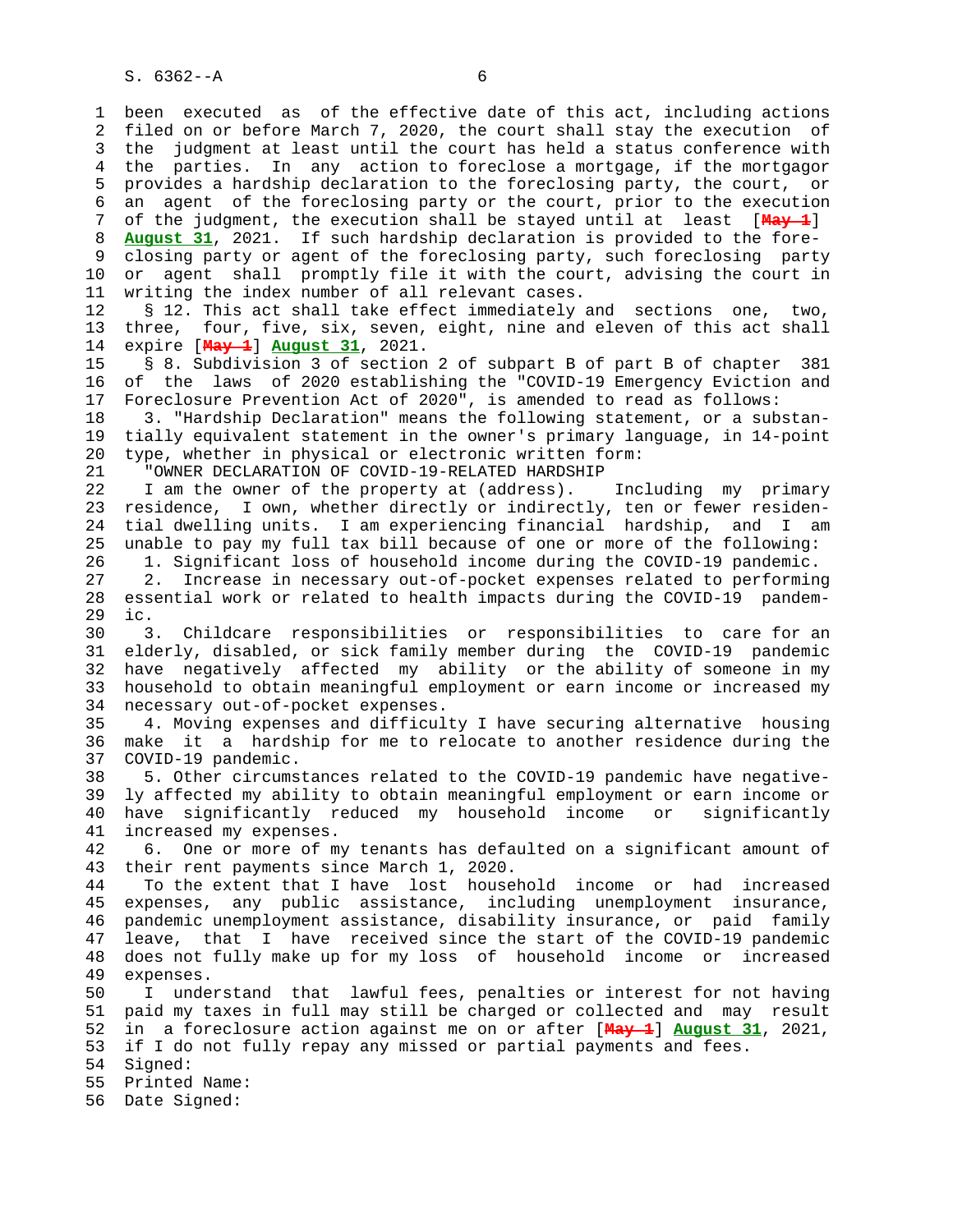been executed as of the effective date of this act, including actions filed on or before March 7, 2020, the court shall stay the execution of the judgment at least until the court has held a status conference with the parties. In any action to foreclose a mortgage, if the mortgagor provides a hardship declaration to the foreclosing party, the court, or an agent of the foreclosing party or the court, prior to the execution of the judgment, the execution shall be stayed until at least [~~May 1~~] **August 31**, 2021. If such hardship declaration is provided to the foreclosing party or agent of the foreclosing party, such foreclosing party or agent shall promptly file it with the court, advising the court in writing the index number of all relevant cases.

§ 12. This act shall take effect immediately and sections one, two, three, four, five, six, seven, eight, nine and eleven of this act shall expire [~~May 1~~] **August 31**, 2021.

§ 8. Subdivision 3 of section 2 of subpart B of part B of chapter 381 of the laws of 2020 establishing the "COVID-19 Emergency Eviction and Foreclosure Prevention Act of 2020", is amended to read as follows:

3. "Hardship Declaration" means the following statement, or a substantially equivalent statement in the owner's primary language, in 14-point type, whether in physical or electronic written form:

"OWNER DECLARATION OF COVID-19-RELATED HARDSHIP

I am the owner of the property at (address). Including my primary residence, I own, whether directly or indirectly, ten or fewer residential dwelling units. I am experiencing financial hardship, and I am unable to pay my full tax bill because of one or more of the following:

1. Significant loss of household income during the COVID-19 pandemic.

2. Increase in necessary out-of-pocket expenses related to performing essential work or related to health impacts during the COVID-19 pandemic.

3. Childcare responsibilities or responsibilities to care for an elderly, disabled, or sick family member during the COVID-19 pandemic have negatively affected my ability or the ability of someone in my household to obtain meaningful employment or earn income or increased my necessary out-of-pocket expenses.

4. Moving expenses and difficulty I have securing alternative housing make it a hardship for me to relocate to another residence during the COVID-19 pandemic.

5. Other circumstances related to the COVID-19 pandemic have negatively affected my ability to obtain meaningful employment or earn income or have significantly reduced my household income or significantly increased my expenses.

6. One or more of my tenants has defaulted on a significant amount of their rent payments since March 1, 2020.

To the extent that I have lost household income or had increased expenses, any public assistance, including unemployment insurance, pandemic unemployment assistance, disability insurance, or paid family leave, that I have received since the start of the COVID-19 pandemic does not fully make up for my loss of household income or increased expenses.

I understand that lawful fees, penalties or interest for not having paid my taxes in full may still be charged or collected and may result in a foreclosure action against me on or after [~~May 1~~] **August 31**, 2021, if I do not fully repay any missed or partial payments and fees.

Signed:

Printed Name:

Date Signed: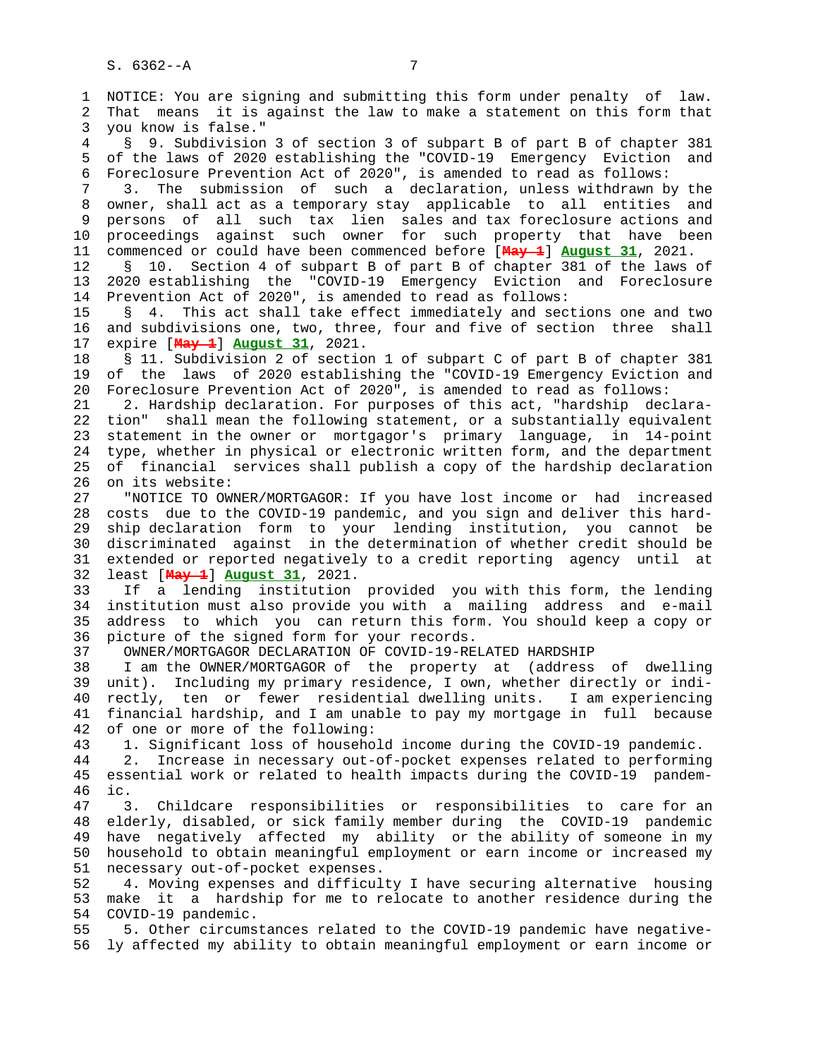NOTICE: You are signing and submitting this form under penalty of law. That means it is against the law to make a statement on this form that you know is false."

§ 9. Subdivision 3 of section 3 of subpart B of part B of chapter 381 of the laws of 2020 establishing the "COVID-19 Emergency Eviction and Foreclosure Prevention Act of 2020", is amended to read as follows:

3. The submission of such a declaration, unless withdrawn by the owner, shall act as a temporary stay applicable to all entities and persons of all such tax lien sales and tax foreclosure actions and proceedings against such owner for such property that have been commenced or could have been commenced before [~~May 1~~] **August 31**, 2021.

§ 10. Section 4 of subpart B of part B of chapter 381 of the laws of 2020 establishing the "COVID-19 Emergency Eviction and Foreclosure Prevention Act of 2020", is amended to read as follows:

§ 4. This act shall take effect immediately and sections one and two and subdivisions one, two, three, four and five of section three shall expire [~~May 1~~] **August 31**, 2021.

§ 11. Subdivision 2 of section 1 of subpart C of part B of chapter 381 of the laws of 2020 establishing the "COVID-19 Emergency Eviction and Foreclosure Prevention Act of 2020", is amended to read as follows:

2. Hardship declaration. For purposes of this act, "hardship declaration" shall mean the following statement, or a substantially equivalent statement in the owner or mortgagor's primary language, in 14-point type, whether in physical or electronic written form, and the department of financial services shall publish a copy of the hardship declaration on its website:

"NOTICE TO OWNER/MORTGAGOR: If you have lost income or had increased costs due to the COVID-19 pandemic, and you sign and deliver this hardship declaration form to your lending institution, you cannot be discriminated against in the determination of whether credit should be extended or reported negatively to a credit reporting agency until at least [~~May 1~~] **August 31**, 2021.

If a lending institution provided you with this form, the lending institution must also provide you with a mailing address and e-mail address to which you can return this form. You should keep a copy or picture of the signed form for your records.

OWNER/MORTGAGOR DECLARATION OF COVID-19-RELATED HARDSHIP

I am the OWNER/MORTGAGOR of the property at (address of dwelling unit). Including my primary residence, I own, whether directly or indirectly, ten or fewer residential dwelling units. I am experiencing financial hardship, and I am unable to pay my mortgage in full because of one or more of the following:

1. Significant loss of household income during the COVID-19 pandemic.

2. Increase in necessary out-of-pocket expenses related to performing essential work or related to health impacts during the COVID-19 pandemic.

3. Childcare responsibilities or responsibilities to care for an elderly, disabled, or sick family member during the COVID-19 pandemic have negatively affected my ability or the ability of someone in my household to obtain meaningful employment or earn income or increased my necessary out-of-pocket expenses.

4. Moving expenses and difficulty I have securing alternative housing make it a hardship for me to relocate to another residence during the COVID-19 pandemic.

5. Other circumstances related to the COVID-19 pandemic have negatively affected my ability to obtain meaningful employment or earn income or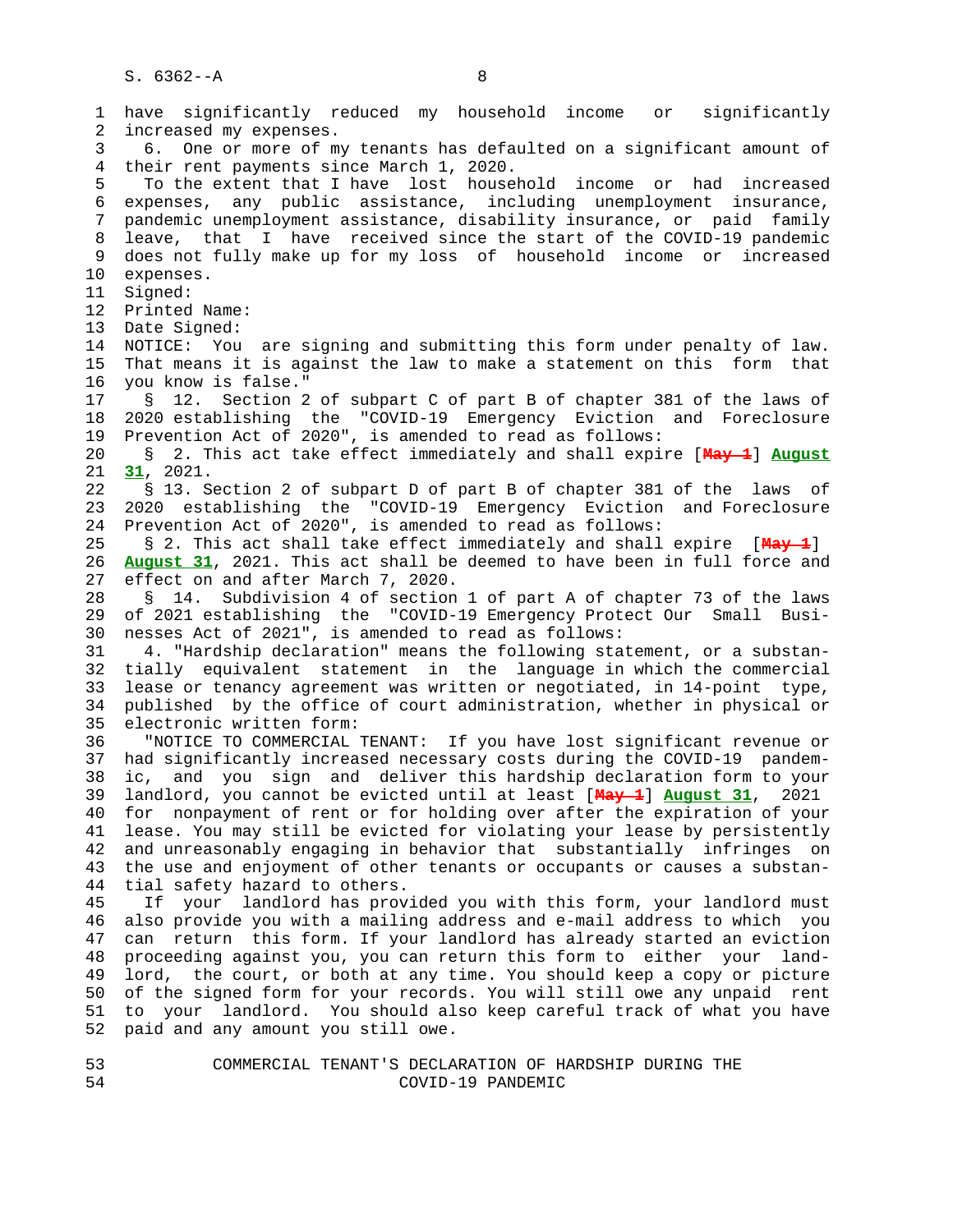have significantly reduced my household income or significantly increased my expenses.

6. One or more of my tenants has defaulted on a significant amount of their rent payments since March 1, 2020.

To the extent that I have lost household income or had increased expenses, any public assistance, including unemployment insurance, pandemic unemployment assistance, disability insurance, or paid family leave, that I have received since the start of the COVID-19 pandemic does not fully make up for my loss of household income or increased expenses.

Signed:

Printed Name:

Date Signed:

NOTICE: You are signing and submitting this form under penalty of law. That means it is against the law to make a statement on this form that you know is false."

§ 12. Section 2 of subpart C of part B of chapter 381 of the laws of 2020 establishing the "COVID-19 Emergency Eviction and Foreclosure Prevention Act of 2020", is amended to read as follows:

§ 2. This act take effect immediately and shall expire [~~May 1~~] **August 31**, 2021.

§ 13. Section 2 of subpart D of part B of chapter 381 of the laws of 2020 establishing the "COVID-19 Emergency Eviction and Foreclosure Prevention Act of 2020", is amended to read as follows:

§ 2. This act shall take effect immediately and shall expire [~~May 1~~] **August 31**, 2021. This act shall be deemed to have been in full force and effect on and after March 7, 2020.

§ 14. Subdivision 4 of section 1 of part A of chapter 73 of the laws of 2021 establishing the "COVID-19 Emergency Protect Our Small Businesses Act of 2021", is amended to read as follows:

4. "Hardship declaration" means the following statement, or a substantially equivalent statement in the language in which the commercial lease or tenancy agreement was written or negotiated, in 14-point type, published by the office of court administration, whether in physical or electronic written form:

"NOTICE TO COMMERCIAL TENANT: If you have lost significant revenue or had significantly increased necessary costs during the COVID-19 pandemic, and you sign and deliver this hardship declaration form to your landlord, you cannot be evicted until at least [~~May 1~~] **August 31**, 2021 for nonpayment of rent or for holding over after the expiration of your lease. You may still be evicted for violating your lease by persistently and unreasonably engaging in behavior that substantially infringes on the use and enjoyment of other tenants or occupants or causes a substantial safety hazard to others.

If your landlord has provided you with this form, your landlord must also provide you with a mailing address and e-mail address to which you can return this form. If your landlord has already started an eviction proceeding against you, you can return this form to either your landlord, the court, or both at any time. You should keep a copy or picture of the signed form for your records. You will still owe any unpaid rent to your landlord. You should also keep careful track of what you have paid and any amount you still owe.

COMMERCIAL TENANT'S DECLARATION OF HARDSHIP DURING THE COVID-19 PANDEMIC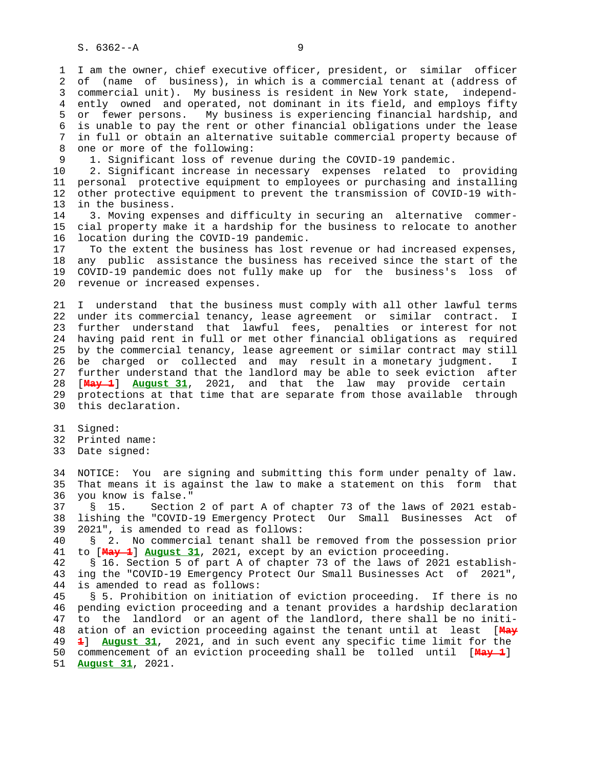I am the owner, chief executive officer, president, or similar officer of (name of business), in which is a commercial tenant at (address of commercial unit). My business is resident in New York state, independently owned and operated, not dominant in its field, and employs fifty or fewer persons. My business is experiencing financial hardship, and is unable to pay the rent or other financial obligations under the lease in full or obtain an alternative suitable commercial property because of one or more of the following:

1. Significant loss of revenue during the COVID-19 pandemic.
2. Significant increase in necessary expenses related to providing personal protective equipment to employees or purchasing and installing other protective equipment to prevent the transmission of COVID-19 within the business.
3. Moving expenses and difficulty in securing an alternative commercial property make it a hardship for the business to relocate to another location during the COVID-19 pandemic.

To the extent the business has lost revenue or had increased expenses, any public assistance the business has received since the start of the COVID-19 pandemic does not fully make up for the business's loss of revenue or increased expenses.

I understand that the business must comply with all other lawful terms under its commercial tenancy, lease agreement or similar contract. I further understand that lawful fees, penalties or interest for not having paid rent in full or met other financial obligations as required by the commercial tenancy, lease agreement or similar contract may still be charged or collected and may result in a monetary judgment. I further understand that the landlord may be able to seek eviction after [~~May 1~~] **August 31**, 2021, and that the law may provide certain protections at that time that are separate from those available through this declaration.

Signed:
Printed name:
Date signed:

NOTICE: You are signing and submitting this form under penalty of law. That means it is against the law to make a statement on this form that you know is false."

§ 15. Section 2 of part A of chapter 73 of the laws of 2021 establishing the "COVID-19 Emergency Protect Our Small Businesses Act of 2021", is amended to read as follows:

§ 2. No commercial tenant shall be removed from the possession prior to [~~May 1~~] **August 31**, 2021, except by an eviction proceeding.

§ 16. Section 5 of part A of chapter 73 of the laws of 2021 establishing the "COVID-19 Emergency Protect Our Small Businesses Act of 2021", is amended to read as follows:

§ 5. Prohibition on initiation of eviction proceeding. If there is no pending eviction proceeding and a tenant provides a hardship declaration to the landlord or an agent of the landlord, there shall be no initiation of an eviction proceeding against the tenant until at least [~~May 1~~] **August 31**, 2021, and in such event any specific time limit for the commencement of an eviction proceeding shall be tolled until [~~May 1~~] **August 31**, 2021.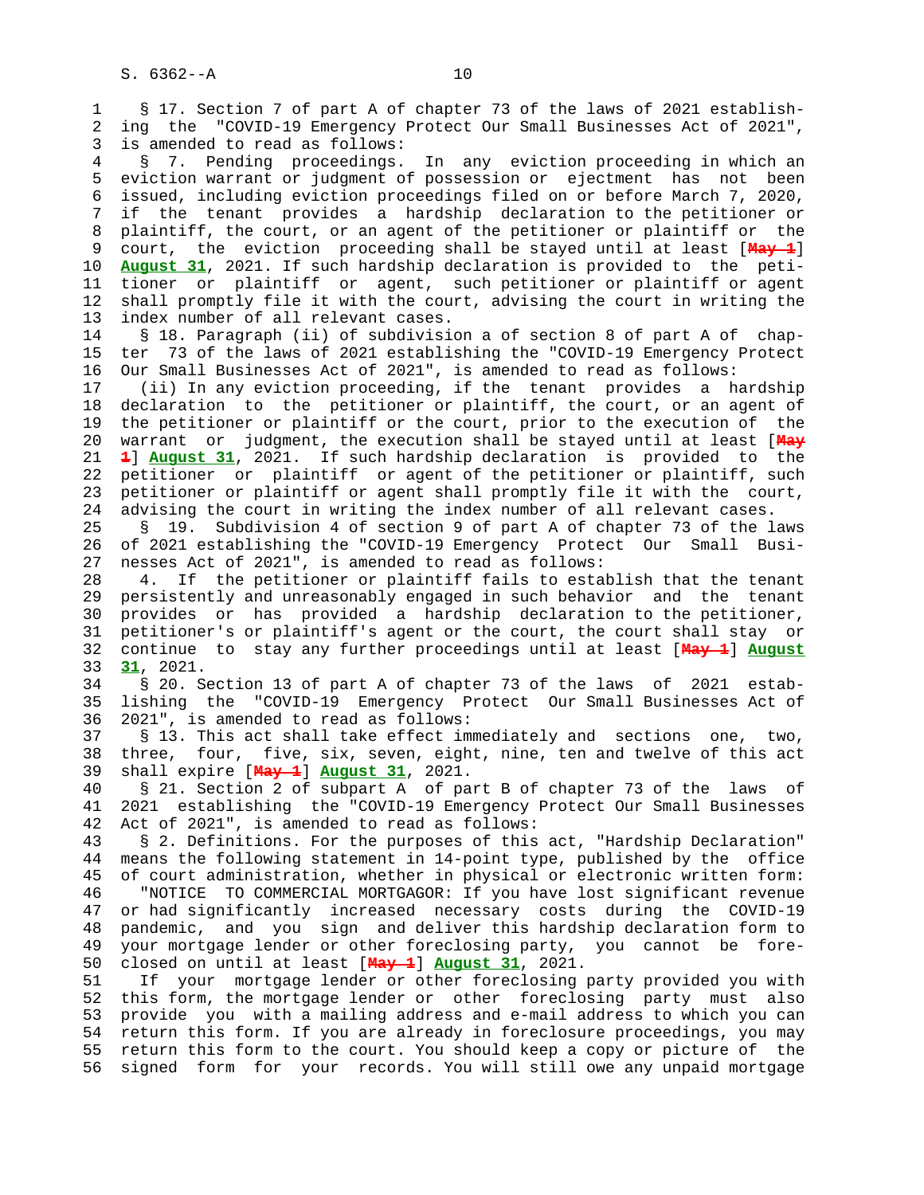§ 17. Section 7 of part A of chapter 73 of the laws of 2021 establishing the "COVID-19 Emergency Protect Our Small Businesses Act of 2021", is amended to read as follows:

§ 7. Pending proceedings. In any eviction proceeding in which an eviction warrant or judgment of possession or ejectment has not been issued, including eviction proceedings filed on or before March 7, 2020, if the tenant provides a hardship declaration to the petitioner or plaintiff, the court, or an agent of the petitioner or plaintiff or the court, the eviction proceeding shall be stayed until at least [~~May 1~~] **August 31**, 2021. If such hardship declaration is provided to the petitioner or plaintiff or agent, such petitioner or plaintiff or agent shall promptly file it with the court, advising the court in writing the index number of all relevant cases.

§ 18. Paragraph (ii) of subdivision a of section 8 of part A of chapter 73 of the laws of 2021 establishing the "COVID-19 Emergency Protect Our Small Businesses Act of 2021", is amended to read as follows:

(ii) In any eviction proceeding, if the tenant provides a hardship declaration to the petitioner or plaintiff, the court, or an agent of the petitioner or plaintiff or the court, prior to the execution of the warrant or judgment, the execution shall be stayed until at least [~~May 1~~] **August 31**, 2021. If such hardship declaration is provided to the petitioner or plaintiff or agent of the petitioner or plaintiff, such petitioner or plaintiff or agent shall promptly file it with the court, advising the court in writing the index number of all relevant cases.

§ 19. Subdivision 4 of section 9 of part A of chapter 73 of the laws of 2021 establishing the "COVID-19 Emergency Protect Our Small Businesses Act of 2021", is amended to read as follows:

4. If the petitioner or plaintiff fails to establish that the tenant persistently and unreasonably engaged in such behavior and the tenant provides or has provided a hardship declaration to the petitioner, petitioner's or plaintiff's agent or the court, the court shall stay or continue to stay any further proceedings until at least [~~May 1~~] **August 31**, 2021.

§ 20. Section 13 of part A of chapter 73 of the laws of 2021 establishing the "COVID-19 Emergency Protect Our Small Businesses Act of 2021", is amended to read as follows:

§ 13. This act shall take effect immediately and sections one, two, three, four, five, six, seven, eight, nine, ten and twelve of this act shall expire [~~May 1~~] **August 31**, 2021.

§ 21. Section 2 of subpart A of part B of chapter 73 of the laws of 2021 establishing the "COVID-19 Emergency Protect Our Small Businesses Act of 2021", is amended to read as follows:

§ 2. Definitions. For the purposes of this act, "Hardship Declaration" means the following statement in 14-point type, published by the office of court administration, whether in physical or electronic written form:

"NOTICE TO COMMERCIAL MORTGAGOR: If you have lost significant revenue or had significantly increased necessary costs during the COVID-19 pandemic, and you sign and deliver this hardship declaration form to your mortgage lender or other foreclosing party, you cannot be foreclosed on until at least [~~May 1~~] **August 31**, 2021.

If your mortgage lender or other foreclosing party provided you with this form, the mortgage lender or other foreclosing party must also provide you with a mailing address and e-mail address to which you can return this form. If you are already in foreclosure proceedings, you may return this form to the court. You should keep a copy or picture of the signed form for your records. You will still owe any unpaid mortgage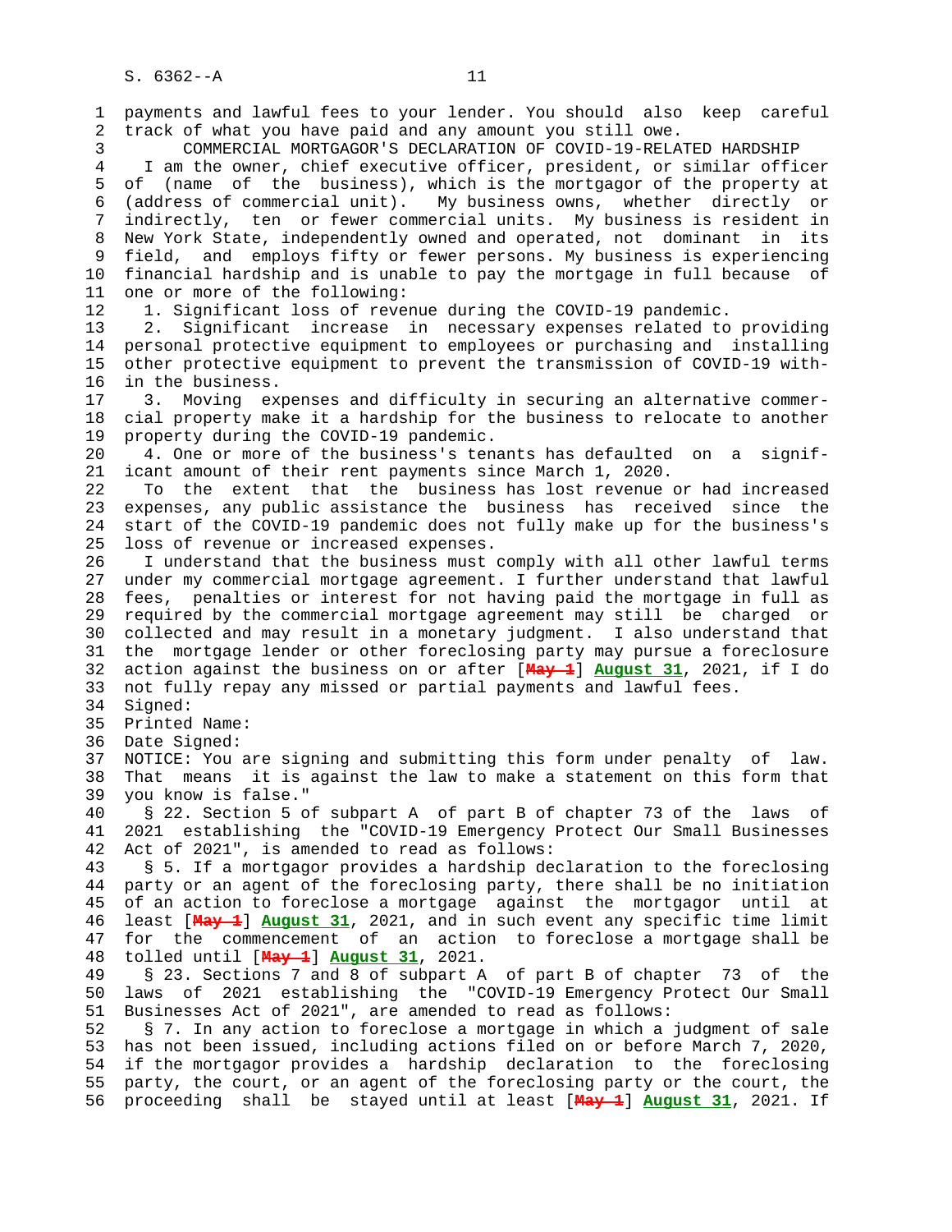payments and lawful fees to your lender. You should also keep careful track of what you have paid and any amount you still owe.

COMMERCIAL MORTGAGOR'S DECLARATION OF COVID-19-RELATED HARDSHIP

I am the owner, chief executive officer, president, or similar officer of (name of the business), which is the mortgagor of the property at (address of commercial unit). My business owns, whether directly or indirectly, ten or fewer commercial units. My business is resident in New York State, independently owned and operated, not dominant in its field, and employs fifty or fewer persons. My business is experiencing financial hardship and is unable to pay the mortgage in full because of one or more of the following:

1. Significant loss of revenue during the COVID-19 pandemic.
2. Significant increase in necessary expenses related to providing personal protective equipment to employees or purchasing and installing other protective equipment to prevent the transmission of COVID-19 within the business.
3. Moving expenses and difficulty in securing an alternative commercial property make it a hardship for the business to relocate to another property during the COVID-19 pandemic.
4. One or more of the business's tenants has defaulted on a significant amount of their rent payments since March 1, 2020.

To the extent that the business has lost revenue or had increased expenses, any public assistance the business has received since the start of the COVID-19 pandemic does not fully make up for the business's loss of revenue or increased expenses.

I understand that the business must comply with all other lawful terms under my commercial mortgage agreement. I further understand that lawful fees, penalties or interest for not having paid the mortgage in full as required by the commercial mortgage agreement may still be charged or collected and may result in a monetary judgment. I also understand that the mortgage lender or other foreclosing party may pursue a foreclosure action against the business on or after [~~May 1~~] **August 31**, 2021, if I do not fully repay any missed or partial payments and lawful fees.

Signed:

Printed Name:

Date Signed:

NOTICE: You are signing and submitting this form under penalty of law. That means it is against the law to make a statement on this form that you know is false."

§ 22. Section 5 of subpart A of part B of chapter 73 of the laws of 2021 establishing the "COVID-19 Emergency Protect Our Small Businesses Act of 2021", is amended to read as follows:

§ 5. If a mortgagor provides a hardship declaration to the foreclosing party or an agent of the foreclosing party, there shall be no initiation of an action to foreclose a mortgage against the mortgagor until at least [~~May 1~~] **August 31**, 2021, and in such event any specific time limit for the commencement of an action to foreclose a mortgage shall be tolled until [~~May 1~~] **August 31**, 2021.

§ 23. Sections 7 and 8 of subpart A of part B of chapter 73 of the laws of 2021 establishing the "COVID-19 Emergency Protect Our Small Businesses Act of 2021", are amended to read as follows:

§ 7. In any action to foreclose a mortgage in which a judgment of sale has not been issued, including actions filed on or before March 7, 2020, if the mortgagor provides a hardship declaration to the foreclosing party, the court, or an agent of the foreclosing party or the court, the proceeding shall be stayed until at least [~~May 1~~] **August 31**, 2021. If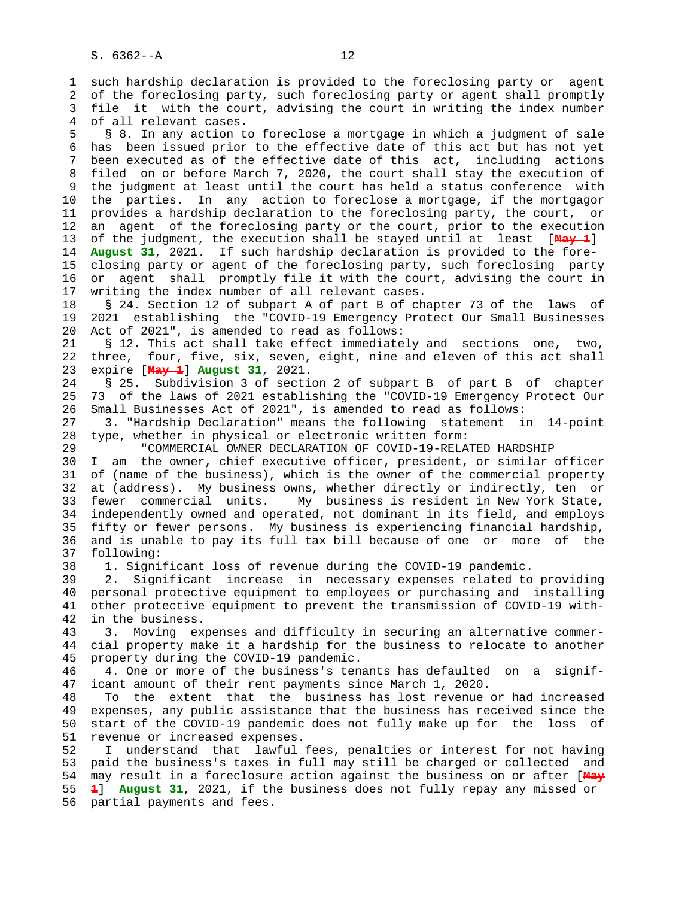such hardship declaration is provided to the foreclosing party or agent of the foreclosing party, such foreclosing party or agent shall promptly file it with the court, advising the court in writing the index number of all relevant cases.

§ 8. In any action to foreclose a mortgage in which a judgment of sale has been issued prior to the effective date of this act but has not yet been executed as of the effective date of this act, including actions filed on or before March 7, 2020, the court shall stay the execution of the judgment at least until the court has held a status conference with the parties. In any action to foreclose a mortgage, if the mortgagor provides a hardship declaration to the foreclosing party, the court, or an agent of the foreclosing party or the court, prior to the execution of the judgment, the execution shall be stayed until at least [~~May 1~~] **August 31**, 2021. If such hardship declaration is provided to the foreclosing party or agent of the foreclosing party, such foreclosing party or agent shall promptly file it with the court, advising the court in writing the index number of all relevant cases.

§ 24. Section 12 of subpart A of part B of chapter 73 of the laws of 2021 establishing the "COVID-19 Emergency Protect Our Small Businesses Act of 2021", is amended to read as follows:

§ 12. This act shall take effect immediately and sections one, two, three, four, five, six, seven, eight, nine and eleven of this act shall expire [~~May 1~~] **August 31**, 2021.

§ 25. Subdivision 3 of section 2 of subpart B of part B of chapter 73 of the laws of 2021 establishing the "COVID-19 Emergency Protect Our Small Businesses Act of 2021", is amended to read as follows:

3. "Hardship Declaration" means the following statement in 14-point type, whether in physical or electronic written form:

"COMMERCIAL OWNER DECLARATION OF COVID-19-RELATED HARDSHIP

I am the owner, chief executive officer, president, or similar officer of (name of the business), which is the owner of the commercial property at (address). My business owns, whether directly or indirectly, ten or fewer commercial units. My business is resident in New York State, independently owned and operated, not dominant in its field, and employs fifty or fewer persons. My business is experiencing financial hardship, and is unable to pay its full tax bill because of one or more of the following:

1. Significant loss of revenue during the COVID-19 pandemic.

2. Significant increase in necessary expenses related to providing personal protective equipment to employees or purchasing and installing other protective equipment to prevent the transmission of COVID-19 within the business.

3. Moving expenses and difficulty in securing an alternative commercial property make it a hardship for the business to relocate to another property during the COVID-19 pandemic.

4. One or more of the business's tenants has defaulted on a significant amount of their rent payments since March 1, 2020.

To the extent that the business has lost revenue or had increased expenses, any public assistance that the business has received since the start of the COVID-19 pandemic does not fully make up for the loss of revenue or increased expenses.

I understand that lawful fees, penalties or interest for not having paid the business's taxes in full may still be charged or collected and may result in a foreclosure action against the business on or after [~~May 1~~] **August 31**, 2021, if the business does not fully repay any missed or partial payments and fees.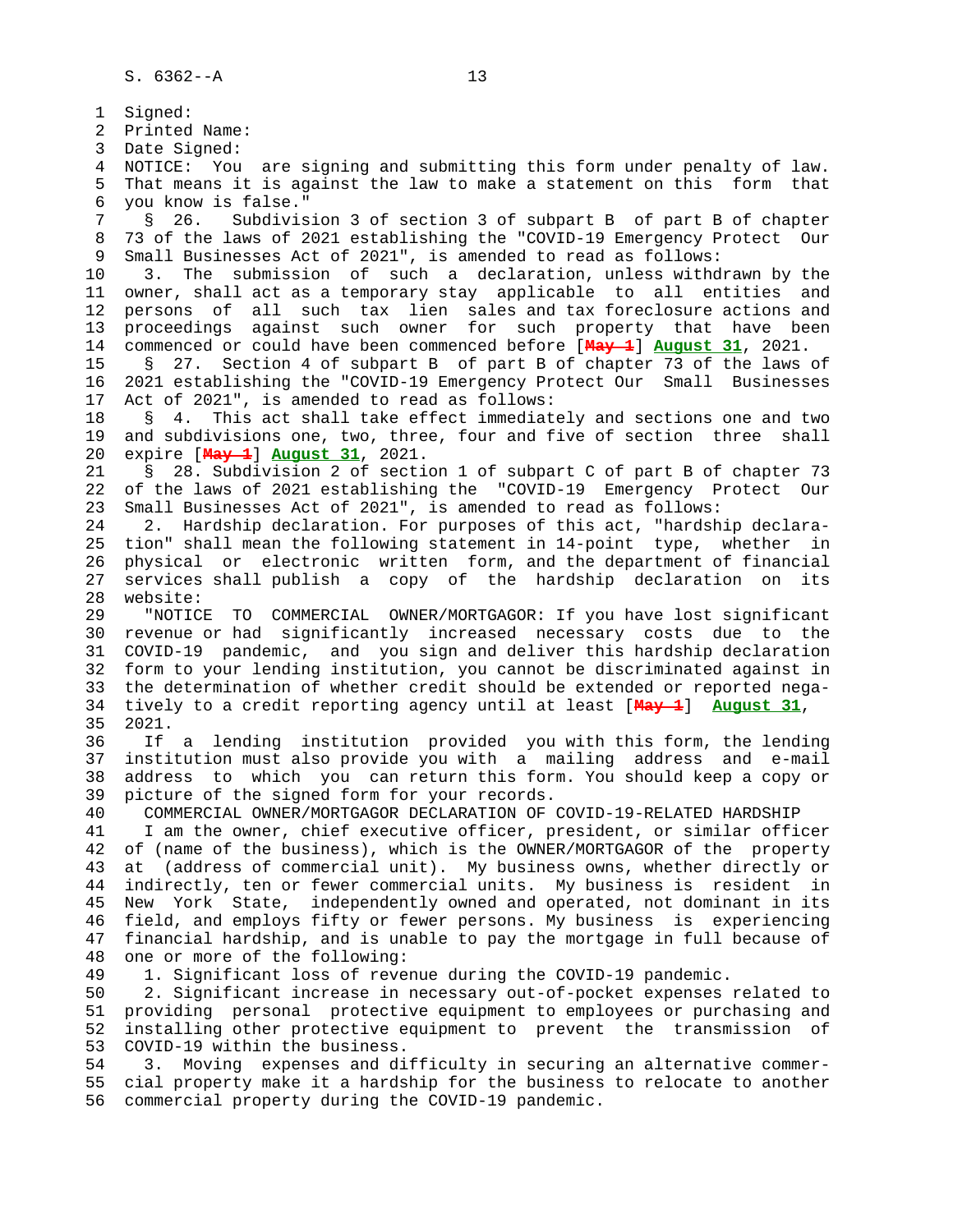Signed:
Printed Name:
Date Signed:
NOTICE: You are signing and submitting this form under penalty of law. That means it is against the law to make a statement on this form that you know is false."

§ 26. Subdivision 3 of section 3 of subpart B of part B of chapter 73 of the laws of 2021 establishing the "COVID-19 Emergency Protect Our Small Businesses Act of 2021", is amended to read as follows:

3. The submission of such a declaration, unless withdrawn by the owner, shall act as a temporary stay applicable to all entities and persons of all such tax lien sales and tax foreclosure actions and proceedings against such owner for such property that have been commenced or could have been commenced before [~~May 1~~] **August 31**, 2021.

§ 27. Section 4 of subpart B of part B of chapter 73 of the laws of 2021 establishing the "COVID-19 Emergency Protect Our Small Businesses Act of 2021", is amended to read as follows:

§ 4. This act shall take effect immediately and sections one and two and subdivisions one, two, three, four and five of section three shall expire [~~May 1~~] **August 31**, 2021.

§ 28. Subdivision 2 of section 1 of subpart C of part B of chapter 73 of the laws of 2021 establishing the "COVID-19 Emergency Protect Our Small Businesses Act of 2021", is amended to read as follows:

2. Hardship declaration. For purposes of this act, "hardship declaration" shall mean the following statement in 14-point type, whether in physical or electronic written form, and the department of financial services shall publish a copy of the hardship declaration on its website:

"NOTICE TO COMMERCIAL OWNER/MORTGAGOR: If you have lost significant revenue or had significantly increased necessary costs due to the COVID-19 pandemic, and you sign and deliver this hardship declaration form to your lending institution, you cannot be discriminated against in the determination of whether credit should be extended or reported negatively to a credit reporting agency until at least [~~May 1~~] **August 31**, 2021.

If a lending institution provided you with this form, the lending institution must also provide you with a mailing address and e-mail address to which you can return this form. You should keep a copy or picture of the signed form for your records.

COMMERCIAL OWNER/MORTGAGOR DECLARATION OF COVID-19-RELATED HARDSHIP

I am the owner, chief executive officer, president, or similar officer of (name of the business), which is the OWNER/MORTGAGOR of the property at (address of commercial unit). My business owns, whether directly or indirectly, ten or fewer commercial units. My business is resident in New York State, independently owned and operated, not dominant in its field, and employs fifty or fewer persons. My business is experiencing financial hardship, and is unable to pay the mortgage in full because of one or more of the following:

1. Significant loss of revenue during the COVID-19 pandemic.

2. Significant increase in necessary out-of-pocket expenses related to providing personal protective equipment to employees or purchasing and installing other protective equipment to prevent the transmission of COVID-19 within the business.

3. Moving expenses and difficulty in securing an alternative commercial property make it a hardship for the business to relocate to another commercial property during the COVID-19 pandemic.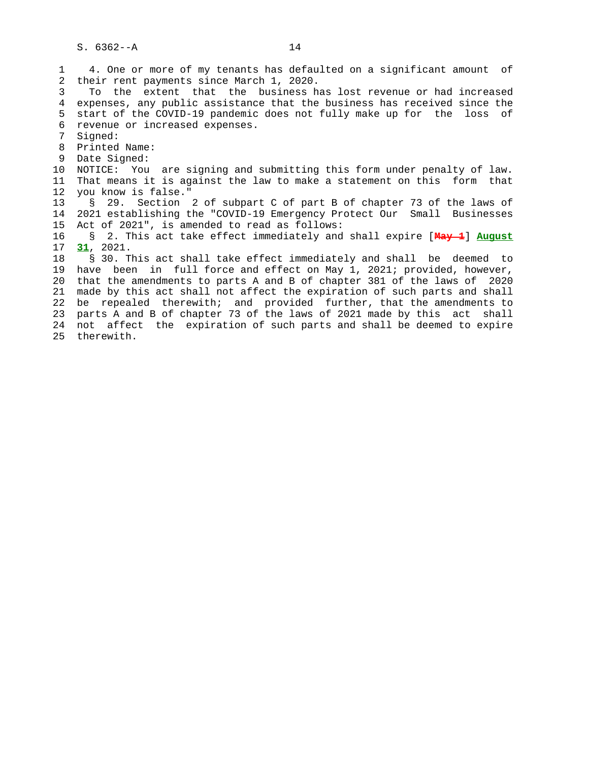4. One or more of my tenants has defaulted on a significant amount of their rent payments since March 1, 2020.

To the extent that the business has lost revenue or had increased expenses, any public assistance that the business has received since the start of the COVID-19 pandemic does not fully make up for the loss of revenue or increased expenses.

Signed:

Printed Name:

Date Signed:

NOTICE: You are signing and submitting this form under penalty of law. That means it is against the law to make a statement on this form that you know is false."

§ 29. Section 2 of subpart C of part B of chapter 73 of the laws of 2021 establishing the "COVID-19 Emergency Protect Our Small Businesses Act of 2021", is amended to read as follows:

§ 2. This act take effect immediately and shall expire [~~May 1~~] **August 31**, 2021.

§ 30. This act shall take effect immediately and shall be deemed to have been in full force and effect on May 1, 2021; provided, however, that the amendments to parts A and B of chapter 381 of the laws of 2020 made by this act shall not affect the expiration of such parts and shall be repealed therewith; and provided further, that the amendments to parts A and B of chapter 73 of the laws of 2021 made by this act shall not affect the expiration of such parts and shall be deemed to expire therewith.